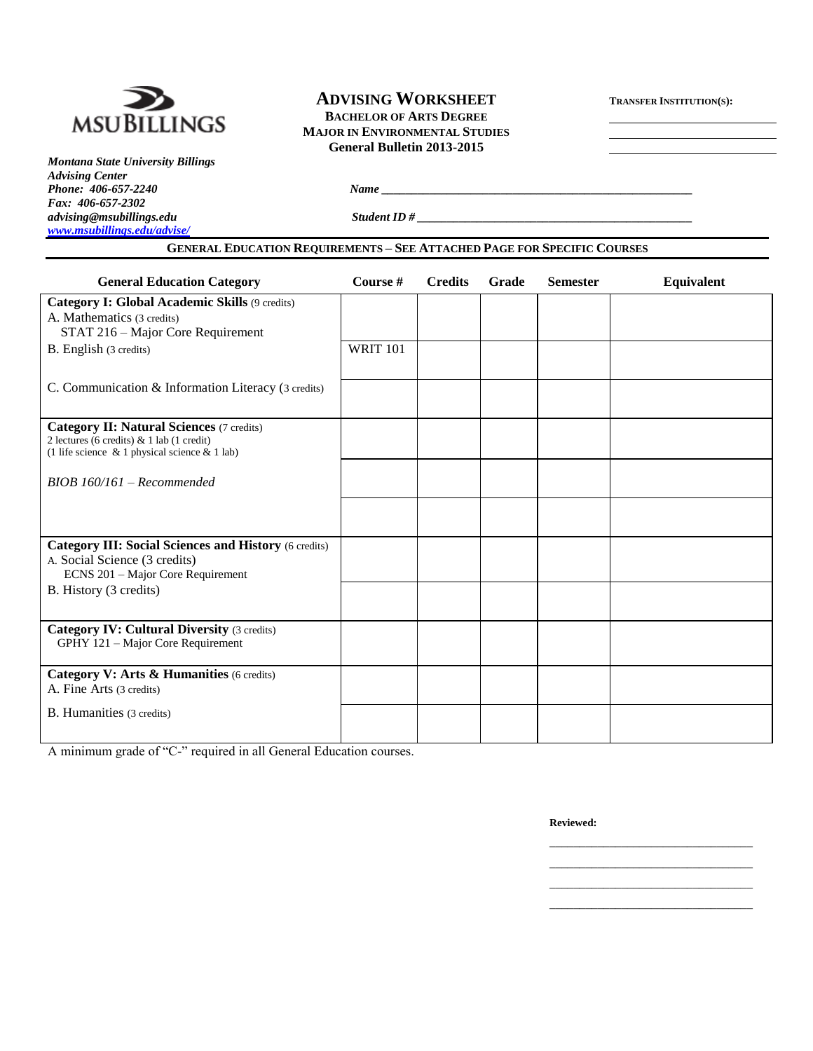MSU BILLINGS

*Montana State University Billings*
*Advising Center*
*Phone: 406-657-2240*
*Fax: 406-657-2302*
*advising@msubillings.edu*
*www.msubillings.edu/advise/*

# ADVISING WORKSHEET

**BACHELOR OF ARTS DEGREE**
**MAJOR IN ENVIRONMENTAL STUDIES**
**General Bulletin 2013-2015**

**TRANSFER INSTITUTION(S):**

______________________
______________________
______________________

***Name*** ______________________________________________

***Student ID #*** ______________________________________________

## GENERAL EDUCATION REQUIREMENTS – SEE ATTACHED PAGE FOR SPECIFIC COURSES

| General Education Category | Course # | Credits | Grade | Semester | Equivalent |
|---|---|---|---|---|---|
| **Category I: Global Academic Skills** (9 credits)<br>A. Mathematics (3 credits)<br>STAT 216 – Major Core Requirement | | | | | |
| B. English (3 credits) | WRIT 101 | | | | |
| C. Communication & Information Literacy (3 credits) | | | | | |
| **Category II: Natural Sciences** (7 credits)<br>2 lectures (6 credits) & 1 lab (1 credit)<br>(1 life science & 1 physical science & 1 lab) | | | | | |
| *BIOB 160/161 – Recommended* | | | | | |
| | | | | | |
| **Category III: Social Sciences and History** (6 credits)<br>A. Social Science (3 credits)<br>ECNS 201 – Major Core Requirement | | | | | |
| B. History (3 credits) | | | | | |
| **Category IV: Cultural Diversity** (3 credits)<br>GPHY 121 – Major Core Requirement | | | | | |
| **Category V: Arts & Humanities** (6 credits)<br>A. Fine Arts (3 credits) | | | | | |
| B. Humanities (3 credits) | | | | | |

A minimum grade of "C-" required in all General Education courses.

**Reviewed:**

______________________
______________________
______________________
______________________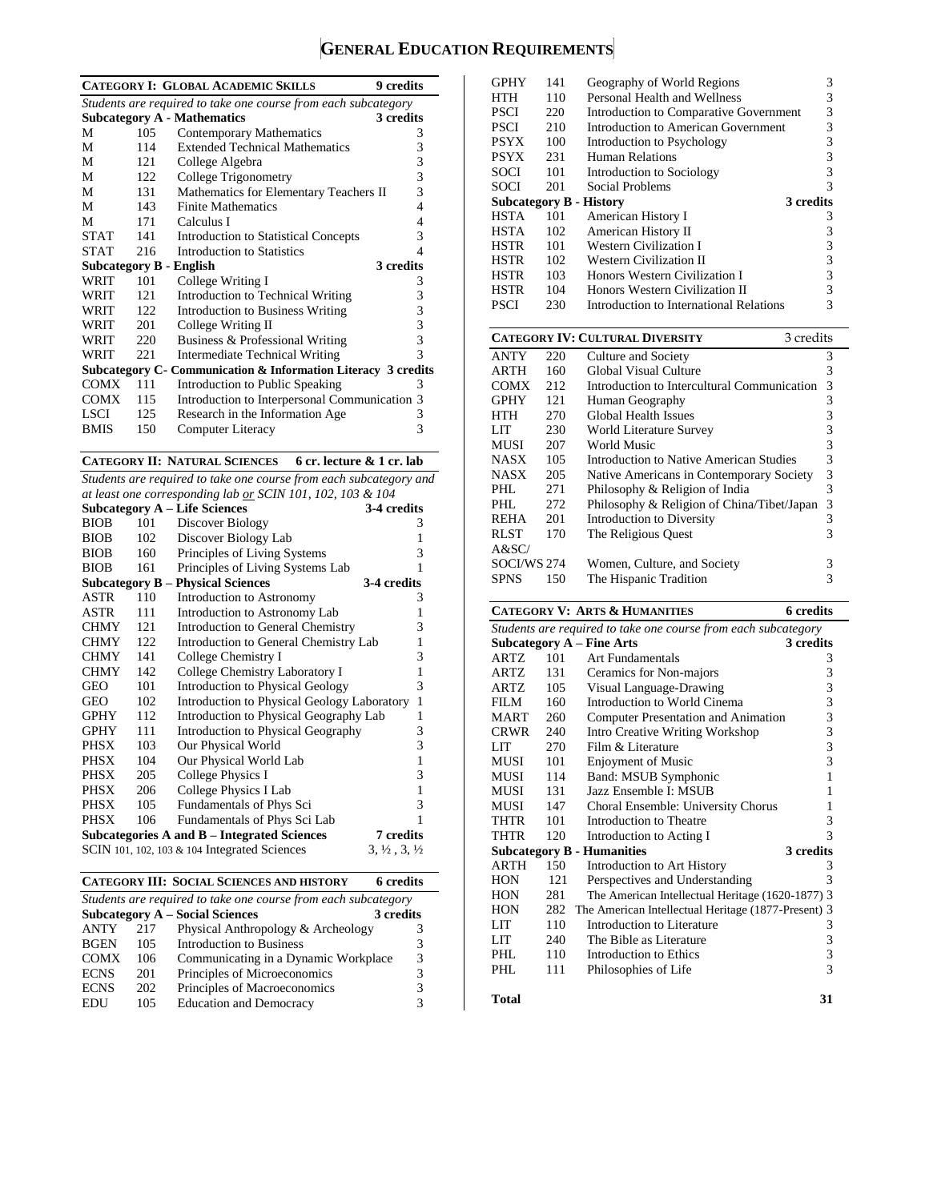# GENERAL EDUCATION REQUIREMENTS

## CATEGORY I: GLOBAL ACADEMIC SKILLS — 9 credits

*Students are required to take one course from each subcategory*

| Subcategory A - Mathematics | | | 3 credits |
|---|---|---|---|
| M | 105 | Contemporary Mathematics | 3 |
| M | 114 | Extended Technical Mathematics | 3 |
| M | 121 | College Algebra | 3 |
| M | 122 | College Trigonometry | 3 |
| M | 131 | Mathematics for Elementary Teachers II | 3 |
| M | 143 | Finite Mathematics | 4 |
| M | 171 | Calculus I | 4 |
| STAT | 141 | Introduction to Statistical Concepts | 3 |
| STAT | 216 | Introduction to Statistics | 4 |
| **Subcategory B - English** | | | **3 credits** |
| WRIT | 101 | College Writing I | 3 |
| WRIT | 121 | Introduction to Technical Writing | 3 |
| WRIT | 122 | Introduction to Business Writing | 3 |
| WRIT | 201 | College Writing II | 3 |
| WRIT | 220 | Business & Professional Writing | 3 |
| WRIT | 221 | Intermediate Technical Writing | 3 |
| **Subcategory C- Communication & Information Literacy** | | | **3 credits** |
| COMX | 111 | Introduction to Public Speaking | 3 |
| COMX | 115 | Introduction to Interpersonal Communication | 3 |
| LSCI | 125 | Research in the Information Age | 3 |
| BMIS | 150 | Computer Literacy | 3 |

## CATEGORY II: NATURAL SCIENCES — 6 cr. lecture & 1 cr. lab

*Students are required to take one course from each subcategory and at least one corresponding lab or SCIN 101, 102, 103 & 104*

| Subcategory A – Life Sciences | | | 3-4 credits |
|---|---|---|---|
| BIOB | 101 | Discover Biology | 3 |
| BIOB | 102 | Discover Biology Lab | 1 |
| BIOB | 160 | Principles of Living Systems | 3 |
| BIOB | 161 | Principles of Living Systems Lab | 1 |
| **Subcategory B – Physical Sciences** | | | **3-4 credits** |
| ASTR | 110 | Introduction to Astronomy | 3 |
| ASTR | 111 | Introduction to Astronomy Lab | 1 |
| CHMY | 121 | Introduction to General Chemistry | 3 |
| CHMY | 122 | Introduction to General Chemistry Lab | 1 |
| CHMY | 141 | College Chemistry I | 3 |
| CHMY | 142 | College Chemistry Laboratory I | 1 |
| GEO | 101 | Introduction to Physical Geology | 3 |
| GEO | 102 | Introduction to Physical Geology Laboratory | 1 |
| GPHY | 112 | Introduction to Physical Geography Lab | 1 |
| GPHY | 111 | Introduction to Physical Geography | 3 |
| PHSX | 103 | Our Physical World | 3 |
| PHSX | 104 | Our Physical World Lab | 1 |
| PHSX | 205 | College Physics I | 3 |
| PHSX | 206 | College Physics I Lab | 1 |
| PHSX | 105 | Fundamentals of Phys Sci | 3 |
| PHSX | 106 | Fundamentals of Phys Sci Lab | 1 |
| **Subcategories A and B – Integrated Sciences** | | | **7 credits** |
| SCIN 101, 102, 103 & 104 Integrated Sciences | | | 3, ½ , 3, ½ |

## CATEGORY III: SOCIAL SCIENCES AND HISTORY — 6 credits

*Students are required to take one course from each subcategory*

| Subcategory A – Social Sciences | | | 3 credits |
|---|---|---|---|
| ANTY | 217 | Physical Anthropology & Archeology | 3 |
| BGEN | 105 | Introduction to Business | 3 |
| COMX | 106 | Communicating in a Dynamic Workplace | 3 |
| ECNS | 201 | Principles of Microeconomics | 3 |
| ECNS | 202 | Principles of Macroeconomics | 3 |
| EDU | 105 | Education and Democracy | 3 |
| GPHY | 141 | Geography of World Regions | 3 |
| HTH | 110 | Personal Health and Wellness | 3 |
| PSCI | 220 | Introduction to Comparative Government | 3 |
| PSCI | 210 | Introduction to American Government | 3 |
| PSYX | 100 | Introduction to Psychology | 3 |
| PSYX | 231 | Human Relations | 3 |
| SOCI | 101 | Introduction to Sociology | 3 |
| SOCI | 201 | Social Problems | 3 |
| **Subcategory B - History** | | | **3 credits** |
| HSTA | 101 | American History I | 3 |
| HSTA | 102 | American History II | 3 |
| HSTR | 101 | Western Civilization I | 3 |
| HSTR | 102 | Western Civilization II | 3 |
| HSTR | 103 | Honors Western Civilization I | 3 |
| HSTR | 104 | Honors Western Civilization II | 3 |
| PSCI | 230 | Introduction to International Relations | 3 |

## CATEGORY IV: CULTURAL DIVERSITY — 3 credits

| | | | |
|---|---|---|---|
| ANTY | 220 | Culture and Society | 3 |
| ARTH | 160 | Global Visual Culture | 3 |
| COMX | 212 | Introduction to Intercultural Communication | 3 |
| GPHY | 121 | Human Geography | 3 |
| HTH | 270 | Global Health Issues | 3 |
| LIT | 230 | World Literature Survey | 3 |
| MUSI | 207 | World Music | 3 |
| NASX | 105 | Introduction to Native American Studies | 3 |
| NASX | 205 | Native Americans in Contemporary Society | 3 |
| PHL | 271 | Philosophy & Religion of India | 3 |
| PHL | 272 | Philosophy & Religion of China/Tibet/Japan | 3 |
| REHA | 201 | Introduction to Diversity | 3 |
| RLST | 170 | The Religious Quest | 3 |
| A&SC/ SOCI/WS | 274 | Women, Culture, and Society | 3 |
| SPNS | 150 | The Hispanic Tradition | 3 |

## CATEGORY V: ARTS & HUMANITIES — 6 credits

*Students are required to take one course from each subcategory*

| Subcategory A – Fine Arts | | | 3 credits |
|---|---|---|---|
| ARTZ | 101 | Art Fundamentals | 3 |
| ARTZ | 131 | Ceramics for Non-majors | 3 |
| ARTZ | 105 | Visual Language-Drawing | 3 |
| FILM | 160 | Introduction to World Cinema | 3 |
| MART | 260 | Computer Presentation and Animation | 3 |
| CRWR | 240 | Intro Creative Writing Workshop | 3 |
| LIT | 270 | Film & Literature | 3 |
| MUSI | 101 | Enjoyment of Music | 3 |
| MUSI | 114 | Band: MSUB Symphonic | 1 |
| MUSI | 131 | Jazz Ensemble I: MSUB | 1 |
| MUSI | 147 | Choral Ensemble: University Chorus | 1 |
| THTR | 101 | Introduction to Theatre | 3 |
| THTR | 120 | Introduction to Acting I | 3 |
| **Subcategory B - Humanities** | | | **3 credits** |
| ARTH | 150 | Introduction to Art History | 3 |
| HON | 121 | Perspectives and Understanding | 3 |
| HON | 281 | The American Intellectual Heritage (1620-1877) | 3 |
| HON | 282 | The American Intellectual Heritage (1877-Present) | 3 |
| LIT | 110 | Introduction to Literature | 3 |
| LIT | 240 | The Bible as Literature | 3 |
| PHL | 110 | Introduction to Ethics | 3 |
| PHL | 111 | Philosophies of Life | 3 |

**Total** — **31**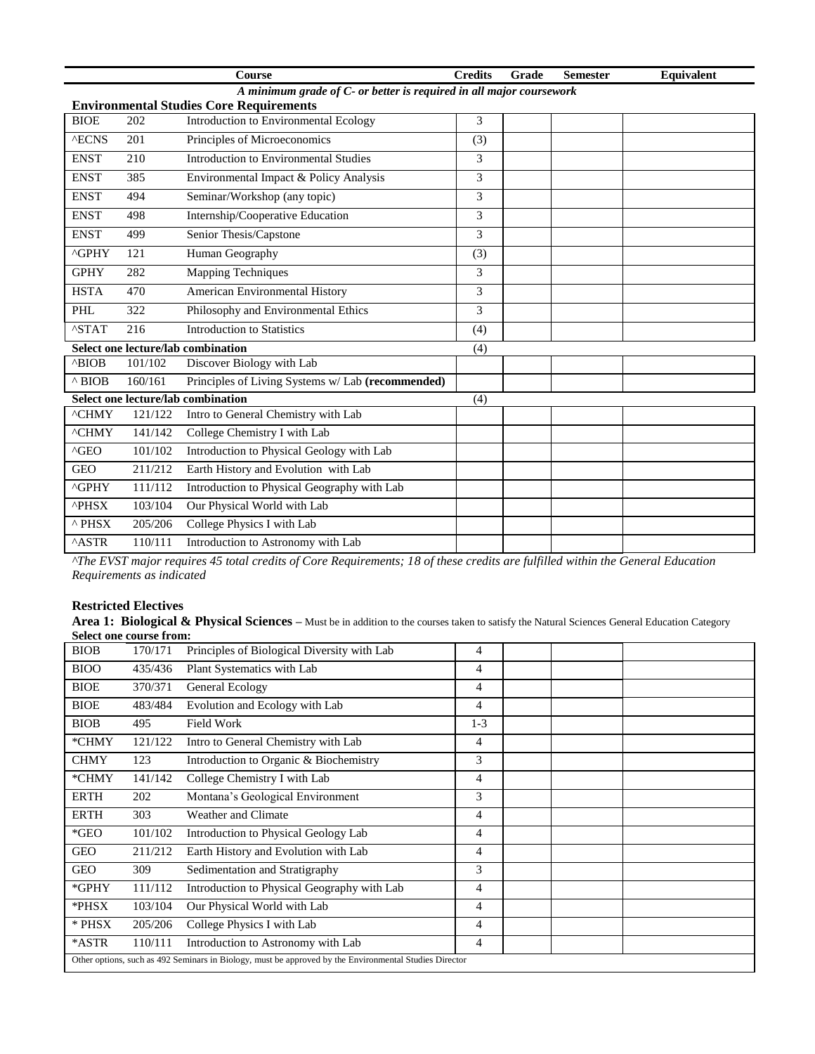| | | Course | Credits | Grade | Semester | Equivalent |
|---|---|---|---|---|---|---|
| | | *A minimum grade of C- or better is required in all major coursework* | | | | |
| **Environmental Studies Core Requirements** | | | | | | |
| BIOE | 202 | Introduction to Environmental Ecology | 3 | | | |
| ^ECNS | 201 | Principles of Microeconomics | (3) | | | |
| ENST | 210 | Introduction to Environmental Studies | 3 | | | |
| ENST | 385 | Environmental Impact & Policy Analysis | 3 | | | |
| ENST | 494 | Seminar/Workshop (any topic) | 3 | | | |
| ENST | 498 | Internship/Cooperative Education | 3 | | | |
| ENST | 499 | Senior Thesis/Capstone | 3 | | | |
| ^GPHY | 121 | Human Geography | (3) | | | |
| GPHY | 282 | Mapping Techniques | 3 | | | |
| HSTA | 470 | American Environmental History | 3 | | | |
| PHL | 322 | Philosophy and Environmental Ethics | 3 | | | |
| ^STAT | 216 | Introduction to Statistics | (4) | | | |
| **Select one lecture/lab combination** | | | (4) | | | |
| ^BIOB | 101/102 | Discover Biology with Lab | | | | |
| ^ BIOB | 160/161 | Principles of Living Systems w/ Lab **(recommended)** | | | | |
| **Select one lecture/lab combination** | | | (4) | | | |
| ^CHMY | 121/122 | Intro to General Chemistry with Lab | | | | |
| ^CHMY | 141/142 | College Chemistry I with Lab | | | | |
| ^GEO | 101/102 | Introduction to Physical Geology with Lab | | | | |
| GEO | 211/212 | Earth History and Evolution with Lab | | | | |
| ^GPHY | 111/112 | Introduction to Physical Geography with Lab | | | | |
| ^PHSX | 103/104 | Our Physical World with Lab | | | | |
| ^ PHSX | 205/206 | College Physics I with Lab | | | | |
| ^ASTR | 110/111 | Introduction to Astronomy with Lab | | | | |

*^The EVST major requires 45 total credits of Core Requirements; 18 of these credits are fulfilled within the General Education Requirements as indicated*

**Restricted Electives**

**Area 1: Biological & Physical Sciences –** Must be in addition to the courses taken to satisfy the Natural Sciences General Education Category

**Select one course from:**

| | | | | | | |
|---|---|---|---|---|---|---|
| BIOB | 170/171 | Principles of Biological Diversity with Lab | 4 | | | |
| BIOO | 435/436 | Plant Systematics with Lab | 4 | | | |
| BIOE | 370/371 | General Ecology | 4 | | | |
| BIOE | 483/484 | Evolution and Ecology with Lab | 4 | | | |
| BIOB | 495 | Field Work | 1-3 | | | |
| *CHMY | 121/122 | Intro to General Chemistry with Lab | 4 | | | |
| CHMY | 123 | Introduction to Organic & Biochemistry | 3 | | | |
| *CHMY | 141/142 | College Chemistry I with Lab | 4 | | | |
| ERTH | 202 | Montana's Geological Environment | 3 | | | |
| ERTH | 303 | Weather and Climate | 4 | | | |
| *GEO | 101/102 | Introduction to Physical Geology Lab | 4 | | | |
| GEO | 211/212 | Earth History and Evolution with Lab | 4 | | | |
| GEO | 309 | Sedimentation and Stratigraphy | 3 | | | |
| *GPHY | 111/112 | Introduction to Physical Geography with Lab | 4 | | | |
| *PHSX | 103/104 | Our Physical World with Lab | 4 | | | |
| * PHSX | 205/206 | College Physics I with Lab | 4 | | | |
| *ASTR | 110/111 | Introduction to Astronomy with Lab | 4 | | | |
| Other options, such as 492 Seminars in Biology, must be approved by the Environmental Studies Director | | | | | | |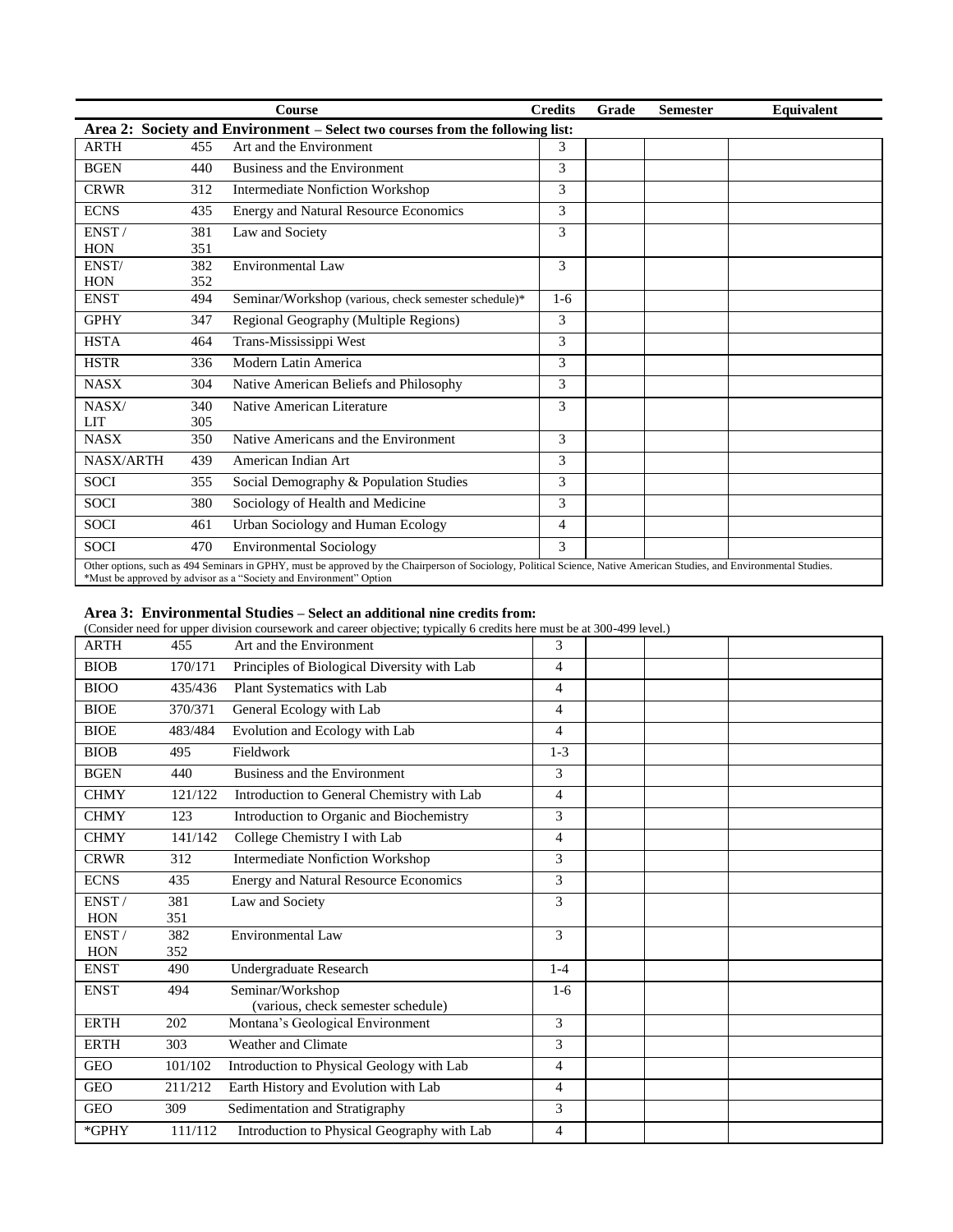| Course | | | Credits | Grade | Semester | Equivalent |
|---|---|---|---|---|---|---|
| **Area 2: Society and Environment – Select two courses from the following list:** | | | | | | |
| ARTH | 455 | Art and the Environment | 3 | | | |
| BGEN | 440 | Business and the Environment | 3 | | | |
| CRWR | 312 | Intermediate Nonfiction Workshop | 3 | | | |
| ECNS | 435 | Energy and Natural Resource Economics | 3 | | | |
| ENST / HON | 381 351 | Law and Society | 3 | | | |
| ENST/ HON | 382 352 | Environmental Law | 3 | | | |
| ENST | 494 | Seminar/Workshop (various, check semester schedule)* | 1-6 | | | |
| GPHY | 347 | Regional Geography (Multiple Regions) | 3 | | | |
| HSTA | 464 | Trans-Mississippi West | 3 | | | |
| HSTR | 336 | Modern Latin America | 3 | | | |
| NASX | 304 | Native American Beliefs and Philosophy | 3 | | | |
| NASX/ LIT | 340 305 | Native American Literature | 3 | | | |
| NASX | 350 | Native Americans and the Environment | 3 | | | |
| NASX/ARTH | 439 | American Indian Art | 3 | | | |
| SOCI | 355 | Social Demography & Population Studies | 3 | | | |
| SOCI | 380 | Sociology of Health and Medicine | 3 | | | |
| SOCI | 461 | Urban Sociology and Human Ecology | 4 | | | |
| SOCI | 470 | Environmental Sociology | 3 | | | |

Other options, such as 494 Seminars in GPHY, must be approved by the Chairperson of Sociology, Political Science, Native American Studies, and Environmental Studies.
*Must be approved by advisor as a "Society and Environment" Option

**Area 3: Environmental Studies – Select an additional nine credits from:**
(Consider need for upper division coursework and career objective; typically 6 credits here must be at 300-499 level.)

| Course | | | Credits | Grade | Semester | Equivalent |
|---|---|---|---|---|---|---|
| ARTH | 455 | Art and the Environment | 3 | | | |
| BIOB | 170/171 | Principles of Biological Diversity with Lab | 4 | | | |
| BIOO | 435/436 | Plant Systematics with Lab | 4 | | | |
| BIOE | 370/371 | General Ecology with Lab | 4 | | | |
| BIOE | 483/484 | Evolution and Ecology with Lab | 4 | | | |
| BIOB | 495 | Fieldwork | 1-3 | | | |
| BGEN | 440 | Business and the Environment | 3 | | | |
| CHMY | 121/122 | Introduction to General Chemistry with Lab | 4 | | | |
| CHMY | 123 | Introduction to Organic and Biochemistry | 3 | | | |
| CHMY | 141/142 | College Chemistry I with Lab | 4 | | | |
| CRWR | 312 | Intermediate Nonfiction Workshop | 3 | | | |
| ECNS | 435 | Energy and Natural Resource Economics | 3 | | | |
| ENST / HON | 381 351 | Law and Society | 3 | | | |
| ENST / HON | 382 352 | Environmental Law | 3 | | | |
| ENST | 490 | Undergraduate Research | 1-4 | | | |
| ENST | 494 | Seminar/Workshop (various, check semester schedule) | 1-6 | | | |
| ERTH | 202 | Montana's Geological Environment | 3 | | | |
| ERTH | 303 | Weather and Climate | 3 | | | |
| GEO | 101/102 | Introduction to Physical Geology with Lab | 4 | | | |
| GEO | 211/212 | Earth History and Evolution with Lab | 4 | | | |
| GEO | 309 | Sedimentation and Stratigraphy | 3 | | | |
| *GPHY | 111/112 | Introduction to Physical Geography with Lab | 4 | | | |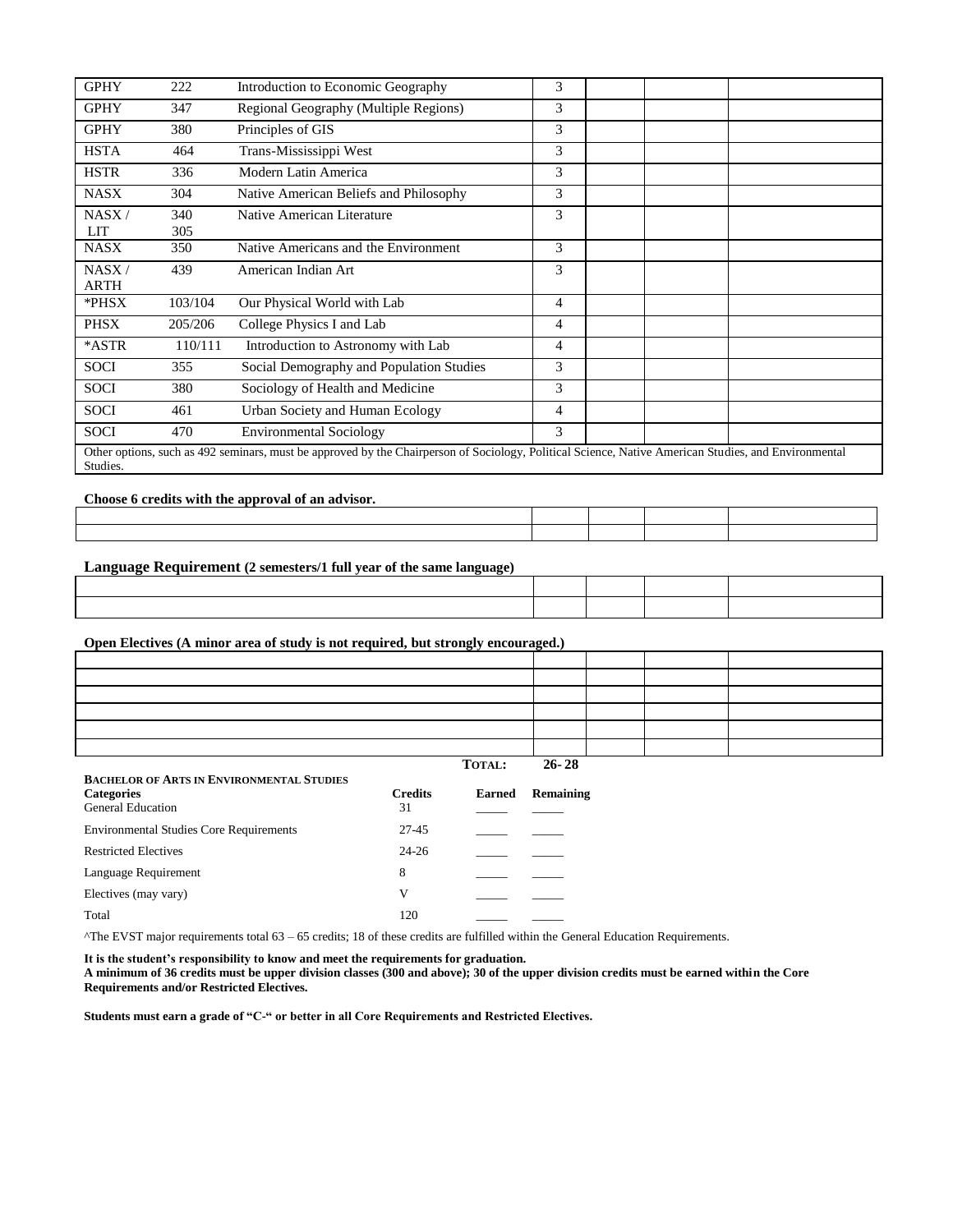| | | | | | | |
|---|---|---|---|---|---|---|
| GPHY | 222 | Introduction to Economic Geography | 3 | | | |
| GPHY | 347 | Regional Geography (Multiple Regions) | 3 | | | |
| GPHY | 380 | Principles of GIS | 3 | | | |
| HSTA | 464 | Trans-Mississippi West | 3 | | | |
| HSTR | 336 | Modern Latin America | 3 | | | |
| NASX | 304 | Native American Beliefs and Philosophy | 3 | | | |
| NASX / LIT | 340 305 | Native American Literature | 3 | | | |
| NASX | 350 | Native Americans and the Environment | 3 | | | |
| NASX / ARTH | 439 | American Indian Art | 3 | | | |
| *PHSX | 103/104 | Our Physical World with Lab | 4 | | | |
| PHSX | 205/206 | College Physics I and Lab | 4 | | | |
| *ASTR | 110/111 | Introduction to Astronomy with Lab | 4 | | | |
| SOCI | 355 | Social Demography and Population Studies | 3 | | | |
| SOCI | 380 | Sociology of Health and Medicine | 3 | | | |
| SOCI | 461 | Urban Society and Human Ecology | 4 | | | |
| SOCI | 470 | Environmental Sociology | 3 | | | |
| Other options, such as 492 seminars, must be approved by the Chairperson of Sociology, Political Science, Native American Studies, and Environmental Studies. | | | | | | |

**Choose 6 credits with the approval of an advisor.**

| | | | | |
|---|---|---|---|---|
| | | | | |
| | | | | |

**Language Requirement (2 semesters/1 full year of the same language)**

| | | | | |
|---|---|---|---|---|
| | | | | |
| | | | | |

**Open Electives (A minor area of study is not required, but strongly encouraged.)**

| | | | | |
|---|---|---|---|---|
| | | | | |
| | | | | |
| | | | | |
| | | | | |
| | | | | |
| | | | | |
| **TOTAL:** | **26- 28** | | | |

**BACHELOR OF ARTS IN ENVIRONMENTAL STUDIES**

| **Categories** | **Credits** | **Earned** | **Remaining** |
|---|---|---|---|
| General Education | 31 | _____ | _____ |
| Environmental Studies Core Requirements | 27-45 | _____ | _____ |
| Restricted Electives | 24-26 | _____ | _____ |
| Language Requirement | 8 | _____ | _____ |
| Electives (may vary) | V | _____ | _____ |
| Total | 120 | _____ | _____ |

^The EVST major requirements total 63 – 65 credits; 18 of these credits are fulfilled within the General Education Requirements.

**It is the student's responsibility to know and meet the requirements for graduation.**
**A minimum of 36 credits must be upper division classes (300 and above); 30 of the upper division credits must be earned within the Core Requirements and/or Restricted Electives.**

**Students must earn a grade of "C-" or better in all Core Requirements and Restricted Electives.**